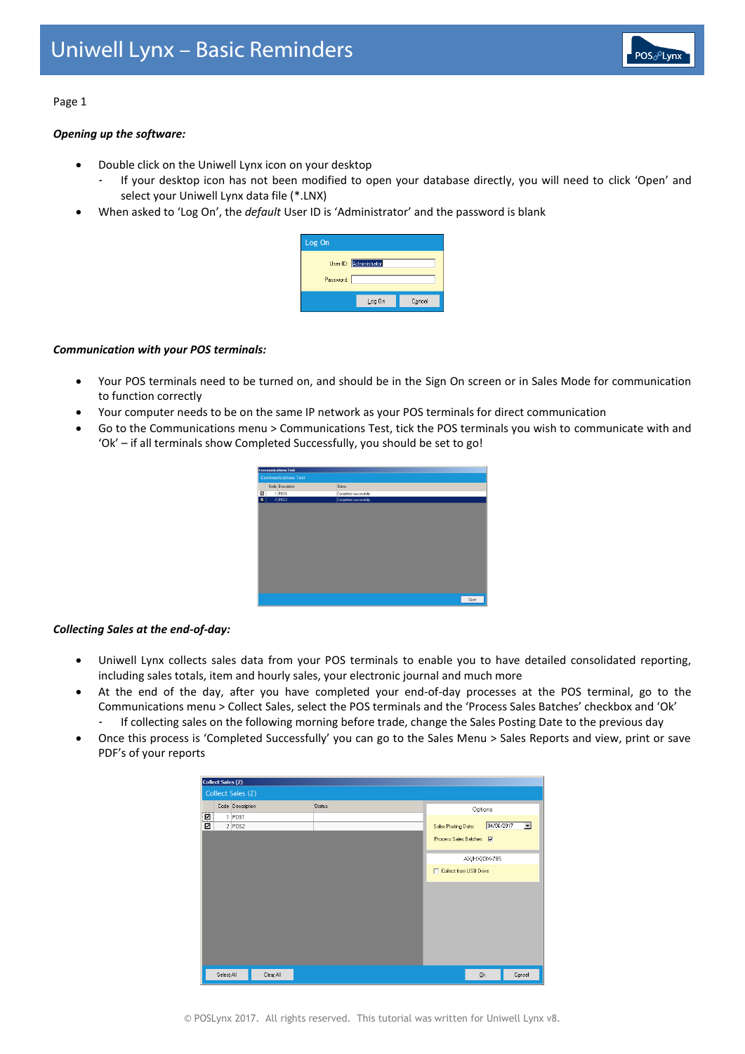# Uniwell Lynx – Basic Reminders

Page 1

***Opening up the software:***

- Double click on the Uniwell Lynx icon on your desktop
  - If your desktop icon has not been modified to open your database directly, you will need to click 'Open' and select your Uniwell Lynx data file (*.LNX)
- When asked to 'Log On', the *default* User ID is 'Administrator' and the password is blank

***Communication with your POS terminals:***

- Your POS terminals need to be turned on, and should be in the Sign On screen or in Sales Mode for communication to function correctly
- Your computer needs to be on the same IP network as your POS terminals for direct communication
- Go to the Communications menu > Communications Test, tick the POS terminals you wish to communicate with and 'Ok' – if all terminals show Completed Successfully, you should be set to go!

***Collecting Sales at the end-of-day:***

- Uniwell Lynx collects sales data from your POS terminals to enable you to have detailed consolidated reporting, including sales totals, item and hourly sales, your electronic journal and much more
- At the end of the day, after you have completed your end-of-day processes at the POS terminal, go to the Communications menu > Collect Sales, select the POS terminals and the 'Process Sales Batches' checkbox and 'Ok'
  - If collecting sales on the following morning before trade, change the Sales Posting Date to the previous day
- Once this process is 'Completed Successfully' you can go to the Sales Menu > Sales Reports and view, print or save PDF's of your reports

© POSLynx 2017. All rights reserved. This tutorial was written for Uniwell Lynx v8.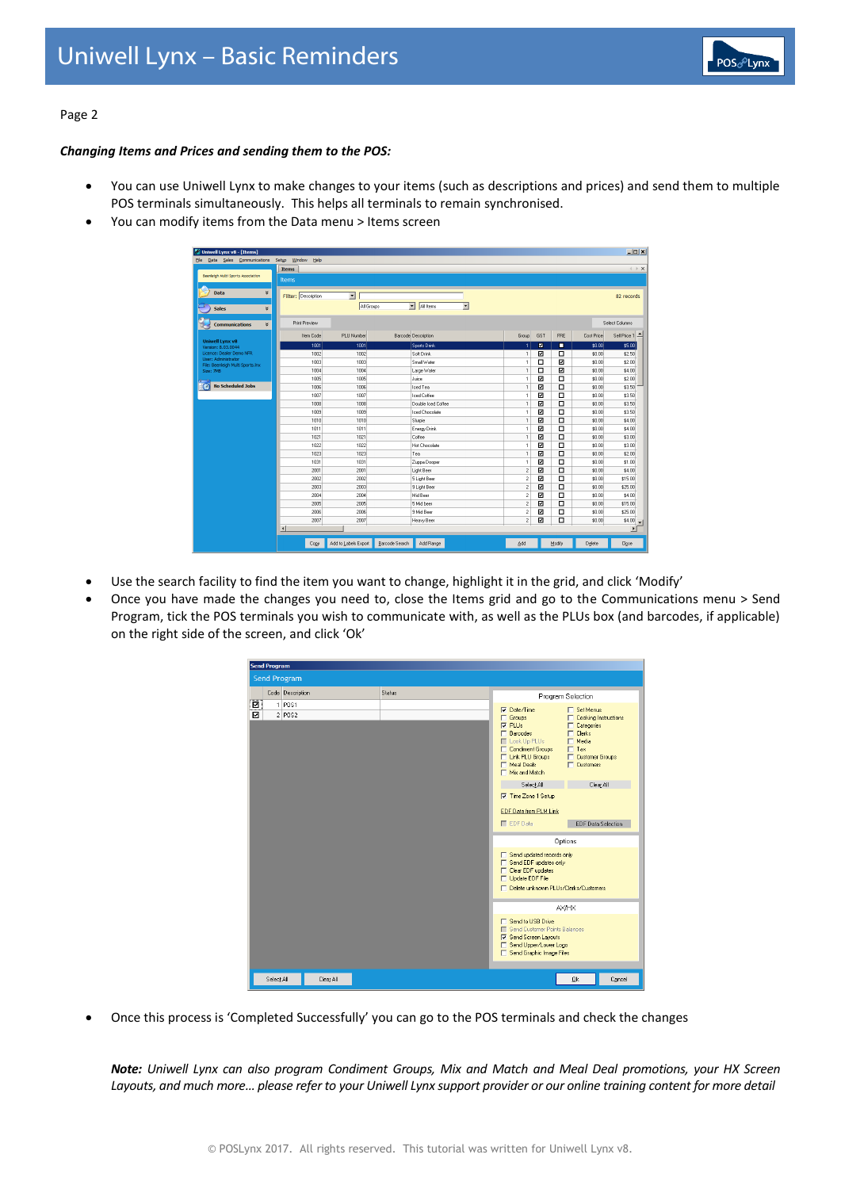Page 2

***Changing Items and Prices and sending them to the POS:***

- You can use Uniwell Lynx to make changes to your items (such as descriptions and prices) and send them to multiple POS terminals simultaneously. This helps all terminals to remain synchronised.
- You can modify items from the Data menu > Items screen

- Use the search facility to find the item you want to change, highlight it in the grid, and click 'Modify'
- Once you have made the changes you need to, close the Items grid and go to the Communications menu > Send Program, tick the POS terminals you wish to communicate with, as well as the PLUs box (and barcodes, if applicable) on the right side of the screen, and click 'Ok'

- Once this process is 'Completed Successfully' you can go to the POS terminals and check the changes

***Note:*** *Uniwell Lynx can also program Condiment Groups, Mix and Match and Meal Deal promotions, your HX Screen Layouts, and much more… please refer to your Uniwell Lynx support provider or our online training content for more detail*